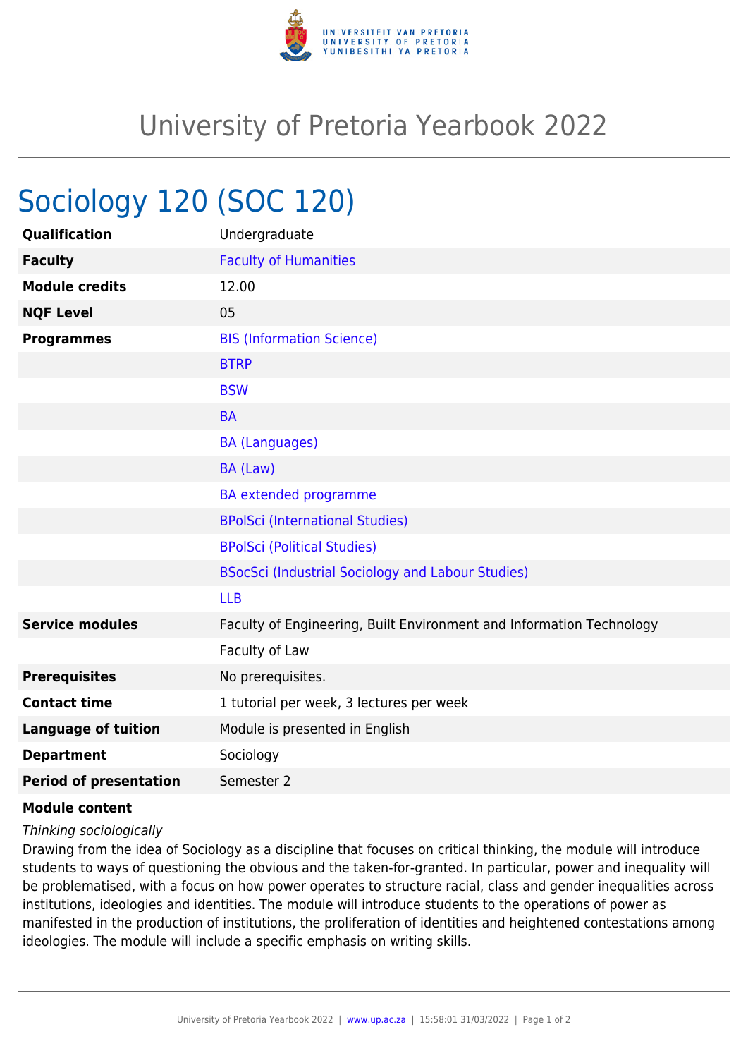# University of Pretoria Yearbook 2022

## Sociology 120 (SOC 120)

| | |
|---|---|
| **Qualification** | Undergraduate |
| **Faculty** | Faculty of Humanities |
| **Module credits** | 12.00 |
| **NQF Level** | 05 |
| **Programmes** | BIS (Information Science) |
| | BTRP |
| | BSW |
| | BA |
| | BA (Languages) |
| | BA (Law) |
| | BA extended programme |
| | BPolSci (International Studies) |
| | BPolSci (Political Studies) |
| | BSocSci (Industrial Sociology and Labour Studies) |
| | LLB |
| **Service modules** | Faculty of Engineering, Built Environment and Information Technology |
| | Faculty of Law |
| **Prerequisites** | No prerequisites. |
| **Contact time** | 1 tutorial per week, 3 lectures per week |
| **Language of tuition** | Module is presented in English |
| **Department** | Sociology |
| **Period of presentation** | Semester 2 |

**Module content**

*Thinking sociologically*

Drawing from the idea of Sociology as a discipline that focuses on critical thinking, the module will introduce students to ways of questioning the obvious and the taken-for-granted. In particular, power and inequality will be problematised, with a focus on how power operates to structure racial, class and gender inequalities across institutions, ideologies and identities. The module will introduce students to the operations of power as manifested in the production of institutions, the proliferation of identities and heightened contestations among ideologies. The module will include a specific emphasis on writing skills.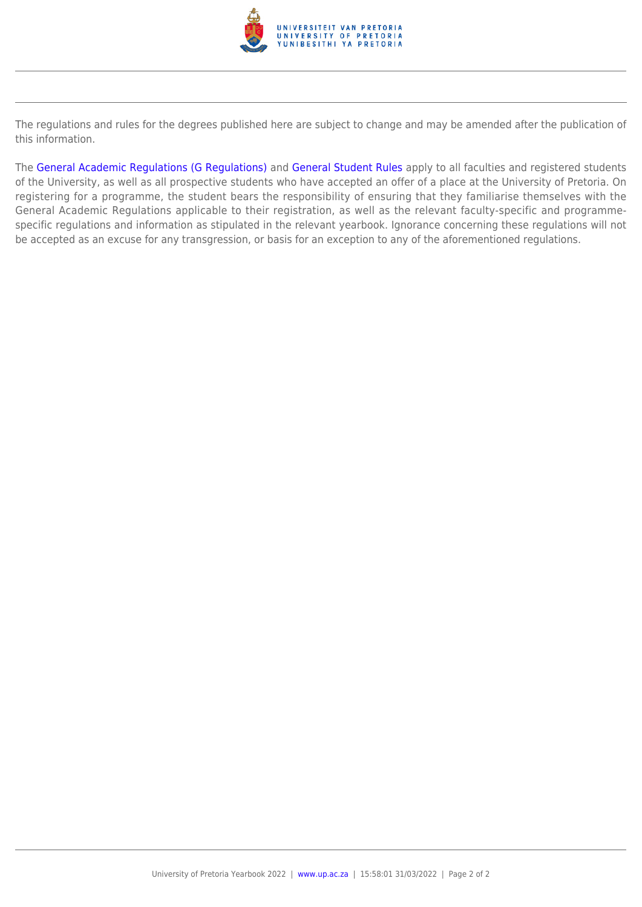The regulations and rules for the degrees published here are subject to change and may be amended after the publication of this information.

The General Academic Regulations (G Regulations) and General Student Rules apply to all faculties and registered students of the University, as well as all prospective students who have accepted an offer of a place at the University of Pretoria. On registering for a programme, the student bears the responsibility of ensuring that they familiarise themselves with the General Academic Regulations applicable to their registration, as well as the relevant faculty-specific and programme-specific regulations and information as stipulated in the relevant yearbook. Ignorance concerning these regulations will not be accepted as an excuse for any transgression, or basis for an exception to any of the aforementioned regulations.